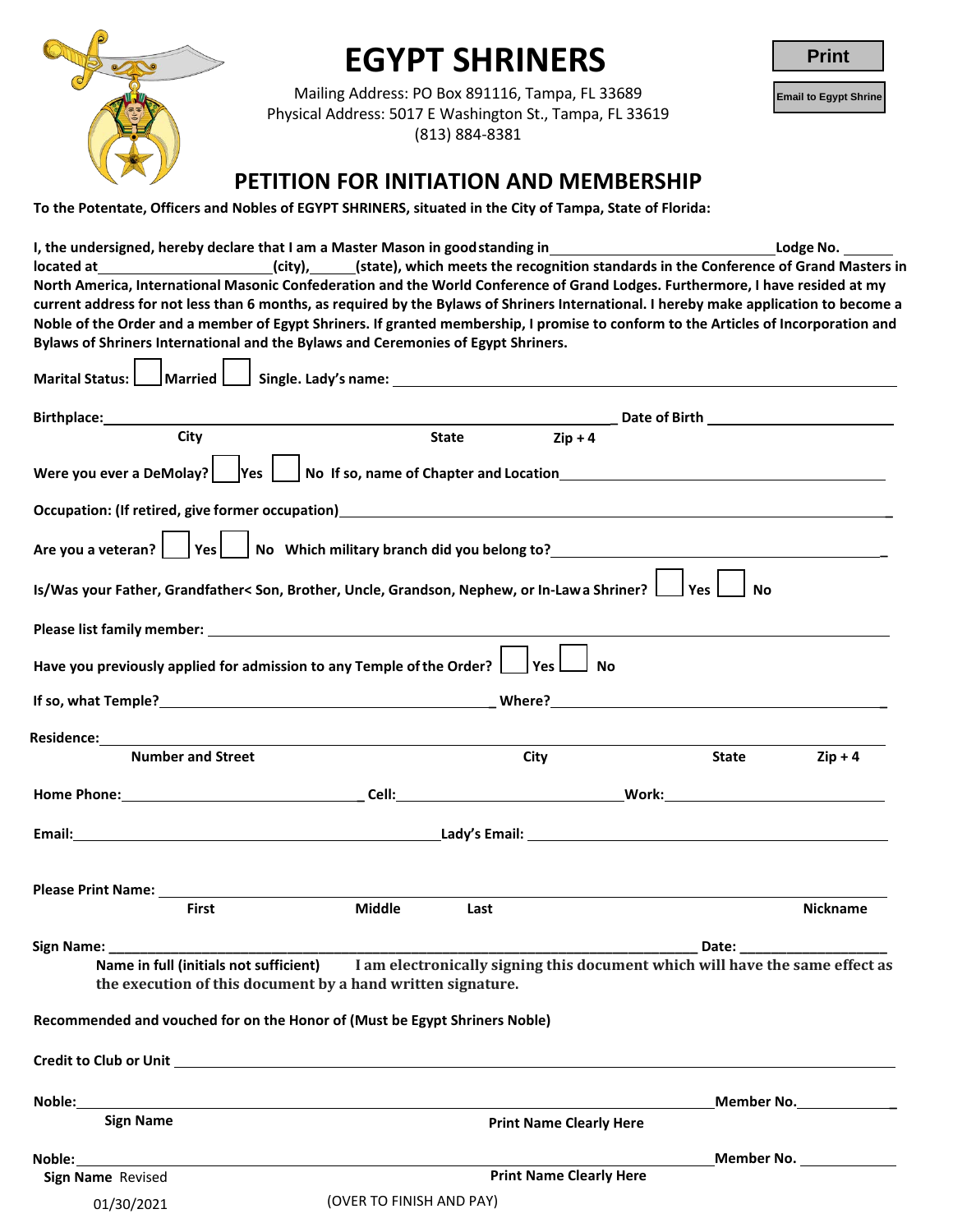# EGYPT SHRINERS

Mailing Address: PO Box 891116, Tampa, FL 33689
Physical Address: 5017 E Washington St., Tampa, FL 33619
(813) 884-8381

Print

Email to Egypt Shrine

## PETITION FOR INITIATION AND MEMBERSHIP

**To the Potentate, Officers and Nobles of EGYPT SHRINERS, situated in the City of Tampa, State of Florida:**

**I, the undersigned, hereby declare that I am a Master Mason in good standing in ______________________ Lodge No. ______ located at ____________________(city), ______(state), which meets the recognition standards in the Conference of Grand Masters in North America, International Masonic Confederation and the World Conference of Grand Lodges. Furthermore, I have resided at my current address for not less than 6 months, as required by the Bylaws of Shriners International. I hereby make application to become a Noble of the Order and a member of Egypt Shriners. If granted membership, I promise to conform to the Articles of Incorporation and Bylaws of Shriners International and the Bylaws and Ceremonies of Egypt Shriners.**

**Marital Status:** ☐ **Married** ☐ **Single. Lady's name:** ______________________________

**Birthplace:** ______________________________ **Date of Birth** ____________________
**City** **State** **Zip + 4**

**Were you ever a DeMolay?** ☐ **Yes** ☐ **No If so, name of Chapter and Location** ______________________________

**Occupation: (If retired, give former occupation)** ______________________________

**Are you a veteran?** ☐ **Yes** ☐ **No Which military branch did you belong to?** ______________________________

**Is/Was your Father, Grandfather< Son, Brother, Uncle, Grandson, Nephew, or In-Law a Shriner?** ☐ **Yes** ☐ **No**

**Please list family member:** ______________________________

**Have you previously applied for admission to any Temple of the Order?** ☐ **Yes** ☐ **No**

**If so, what Temple?** ______________________________ **Where?** ______________________________

**Residence:** ______________________________
**Number and Street** **City** **State** **Zip + 4**

**Home Phone:** ____________________ **Cell:** ____________________ **Work:** ____________________

**Email:** ______________________________ **Lady's Email:** ______________________________

**Please Print Name:** ______________________________
**First** **Middle** **Last** **Nickname**

**Sign Name:** ______________________________ **Date:** ____________________
**Name in full (initials not sufficient)** **I am electronically signing this document which will have the same effect as the execution of this document by a hand written signature.**

**Recommended and vouched for on the Honor of (Must be Egypt Shriners Noble)**

**Credit to Club or Unit** ______________________________

**Noble:** ______________________________ **Member No.** ____________
**Sign Name** **Print Name Clearly Here**

**Noble:** ______________________________ **Member No.** ____________
**Sign Name** **Print Name Clearly Here**

Revised 01/30/2021

(OVER TO FINISH AND PAY)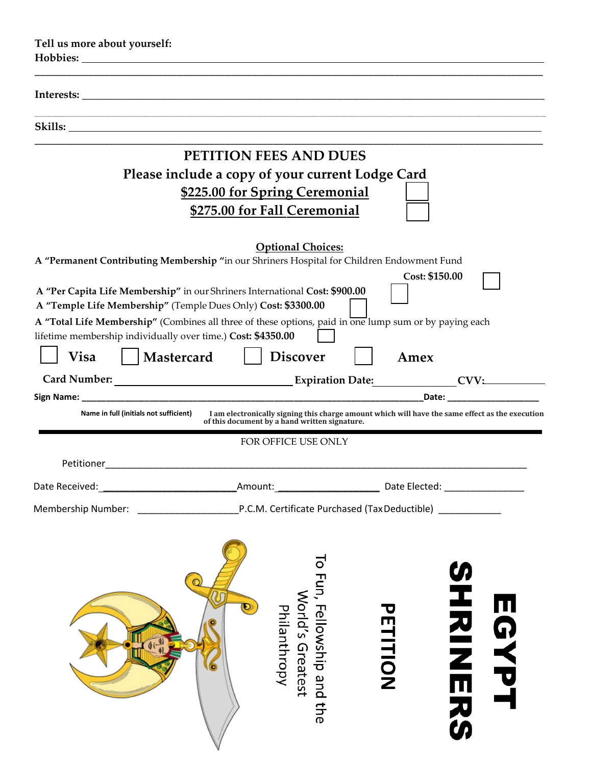**Tell us more about yourself:**

**Hobbies:** ______________________________________________________________

______________________________________________________________

**Interests:** ______________________________________________________________

______________________________________________________________

**Skills:** ______________________________________________________________

______________________________________________________________

## PETITION FEES AND DUES

### Please include a copy of your current Lodge Card

**$225.00 for Spring Ceremonial** ☐

**$275.00 for Fall Ceremonial** ☐

**Optional Choices:**

**A "Permanent Contributing Membership "**in our Shriners Hospital for Children Endowment Fund **Cost: $150.00** ☐

**A "Per Capita Life Membership"** in our Shriners International **Cost: $900.00** ☐

**A "Temple Life Membership"** (Temple Dues Only) **Cost: $3300.00** ☐

**A "Total Life Membership"** (Combines all three of these options, paid in one lump sum or by paying each lifetime membership individually over time.) **Cost: $4350.00** ☐

☐ **Visa** ☐ **Mastercard** ☐ **Discover** ☐ **Amex**

**Card Number:** ______________________ **Expiration Date:** ______________ **CVV:** __________

**Sign Name:** ______________________________________________ **Date:** ______________

**Name in full (initials not sufficient)** **I am electronically signing this charge amount which will have the same effect as the execution of this document by a hand written signature.**

FOR OFFICE USE ONLY

Petitioner______________________________________________________________

Date Received: ______________________ Amount: ________________ Date Elected: ______________

Membership Number: ________________ P.C.M. Certificate Purchased (Tax Deductible) ____________

# EGYPT SHRINERS

## PETITION

To Fun, Fellowship and the World's Greatest Philanthropy